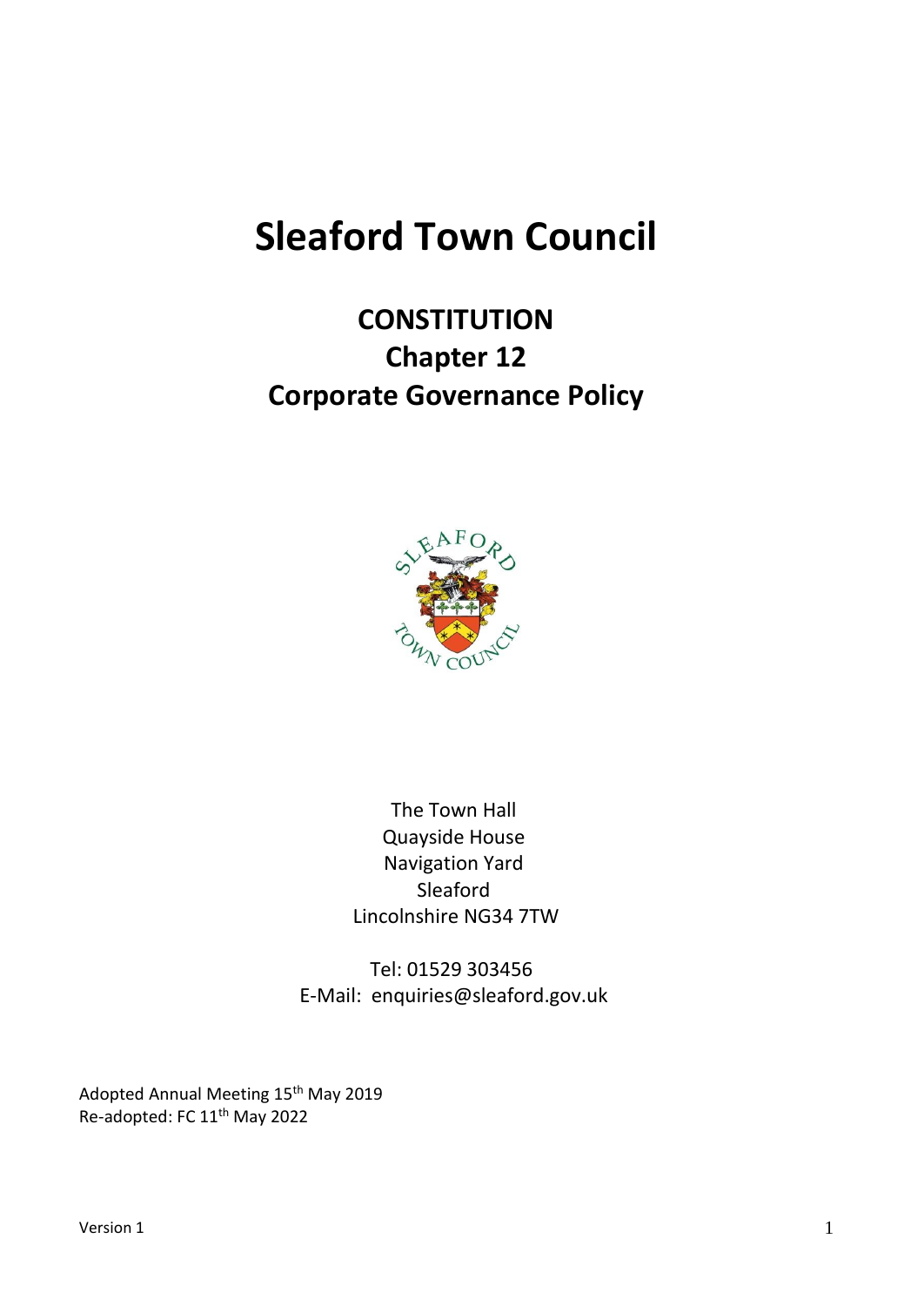# Sleaford Town Council

## CONSTITUTION
## Chapter 12
## Corporate Governance Policy

The Town Hall
Quayside House
Navigation Yard
Sleaford
Lincolnshire NG34 7TW

Tel: 01529 303456
E-Mail: enquiries@sleaford.gov.uk

Adopted Annual Meeting 15th May 2019
Re-adopted: FC 11th May 2022

Version 1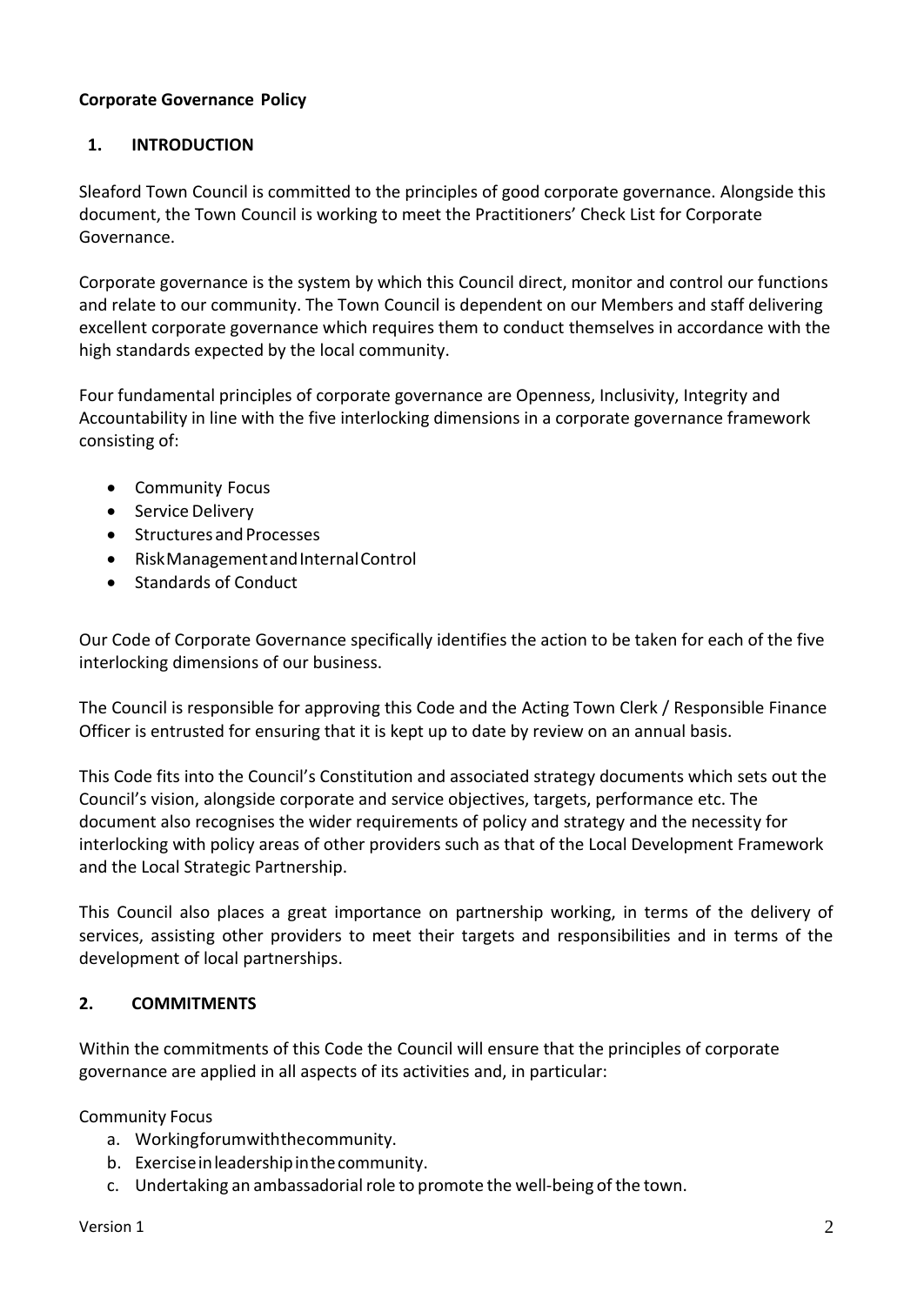**Corporate Governance Policy**

## 1. INTRODUCTION

Sleaford Town Council is committed to the principles of good corporate governance. Alongside this document, the Town Council is working to meet the Practitioners' Check List for Corporate Governance.

Corporate governance is the system by which this Council direct, monitor and control our functions and relate to our community. The Town Council is dependent on our Members and staff delivering excellent corporate governance which requires them to conduct themselves in accordance with the high standards expected by the local community.

Four fundamental principles of corporate governance are Openness, Inclusivity, Integrity and Accountability in line with the five interlocking dimensions in a corporate governance framework consisting of:

- Community Focus
- Service Delivery
- Structures and Processes
- Risk Management and Internal Control
- Standards of Conduct

Our Code of Corporate Governance specifically identifies the action to be taken for each of the five interlocking dimensions of our business.

The Council is responsible for approving this Code and the Acting Town Clerk / Responsible Finance Officer is entrusted for ensuring that it is kept up to date by review on an annual basis.

This Code fits into the Council's Constitution and associated strategy documents which sets out the Council's vision, alongside corporate and service objectives, targets, performance etc. The document also recognises the wider requirements of policy and strategy and the necessity for interlocking with policy areas of other providers such as that of the Local Development Framework and the Local Strategic Partnership.

This Council also places a great importance on partnership working, in terms of the delivery of services, assisting other providers to meet their targets and responsibilities and in terms of the development of local partnerships.

## 2. COMMITMENTS

Within the commitments of this Code the Council will ensure that the principles of corporate governance are applied in all aspects of its activities and, in particular:

Community Focus

a. Working for um with the community.
b. Exercise in leadership in the community.
c. Undertaking an ambassadorial role to promote the well-being of the town.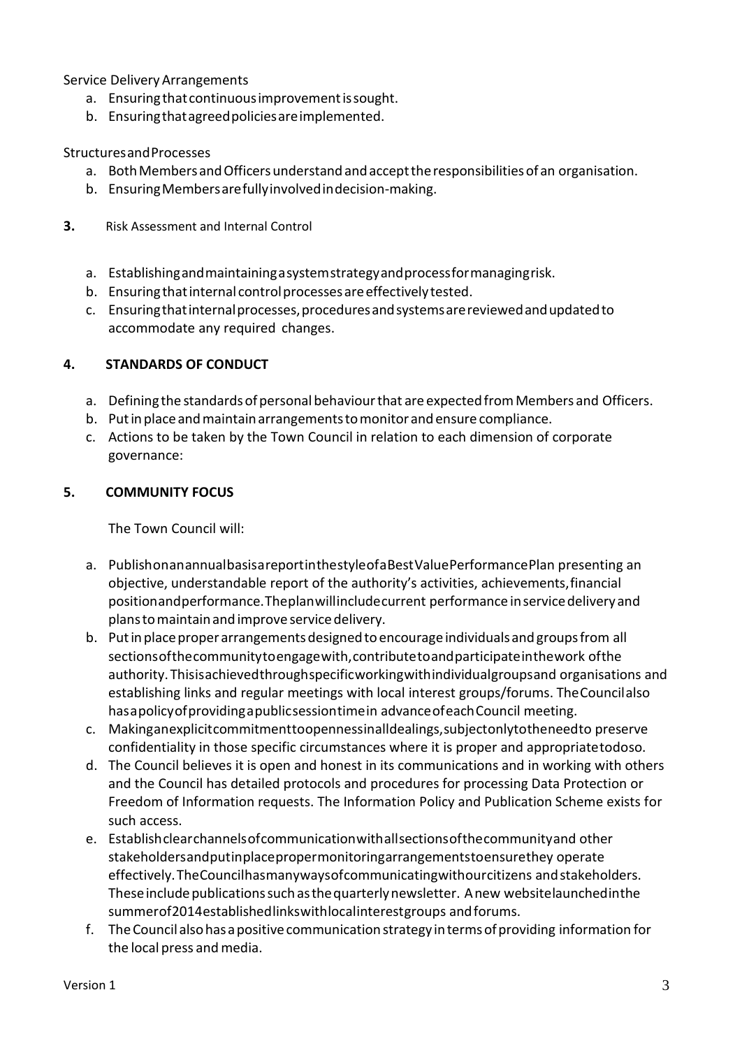Service Delivery Arrangements

a. Ensuring that continuous improvement is sought.
b. Ensuring that agreed policies are implemented.

Structures and Processes

a. Both Members and Officers understand and accept the responsibilities of an organisation.
b. Ensuring Members are fully involved in decision-making.

**3.** Risk Assessment and Internal Control

a. Establishing and maintaining a system strategy and process for managing risk.
b. Ensuring that internal control processes are effectively tested.
c. Ensuring that internal processes, procedures and systems are reviewed and updated to accommodate any required changes.

## 4. STANDARDS OF CONDUCT

a. Defining the standards of personal behaviour that are expected from Members and Officers.
b. Put in place and maintain arrangements to monitor and ensure compliance.
c. Actions to be taken by the Town Council in relation to each dimension of corporate governance:

## 5. COMMUNITY FOCUS

The Town Council will:

a. Publish on an annual basis a report in the style of a Best Value Performance Plan presenting an objective, understandable report of the authority's activities, achievements, financial position and performance. The plan will include current performance in service delivery and plans to maintain and improve service delivery.
b. Put in place proper arrangements designed to encourage individuals and groups from all sections of the community to engage with, contribute to and participate in the work of the authority. This is achieved through specific working with individual groups and organisations and establishing links and regular meetings with local interest groups/forums. The Council also has a policy of providing a public session time in advance of each Council meeting.
c. Making an explicit commitment to openness in all dealings, subject only to the need to preserve confidentiality in those specific circumstances where it is proper and appropriate to do so.
d. The Council believes it is open and honest in its communications and in working with others and the Council has detailed protocols and procedures for processing Data Protection or Freedom of Information requests. The Information Policy and Publication Scheme exists for such access.
e. Establish clear channels of communication with all sections of the community and other stakeholders and put in place proper monitoring arrangements to ensure they operate effectively. The Council has many ways of communicating with our citizens and stakeholders. These include publications such as the quarterly newsletter. A new website launched in the summer of 2014 established links with local interest groups and forums.
f. The Council also has a positive communication strategy in terms of providing information for the local press and media.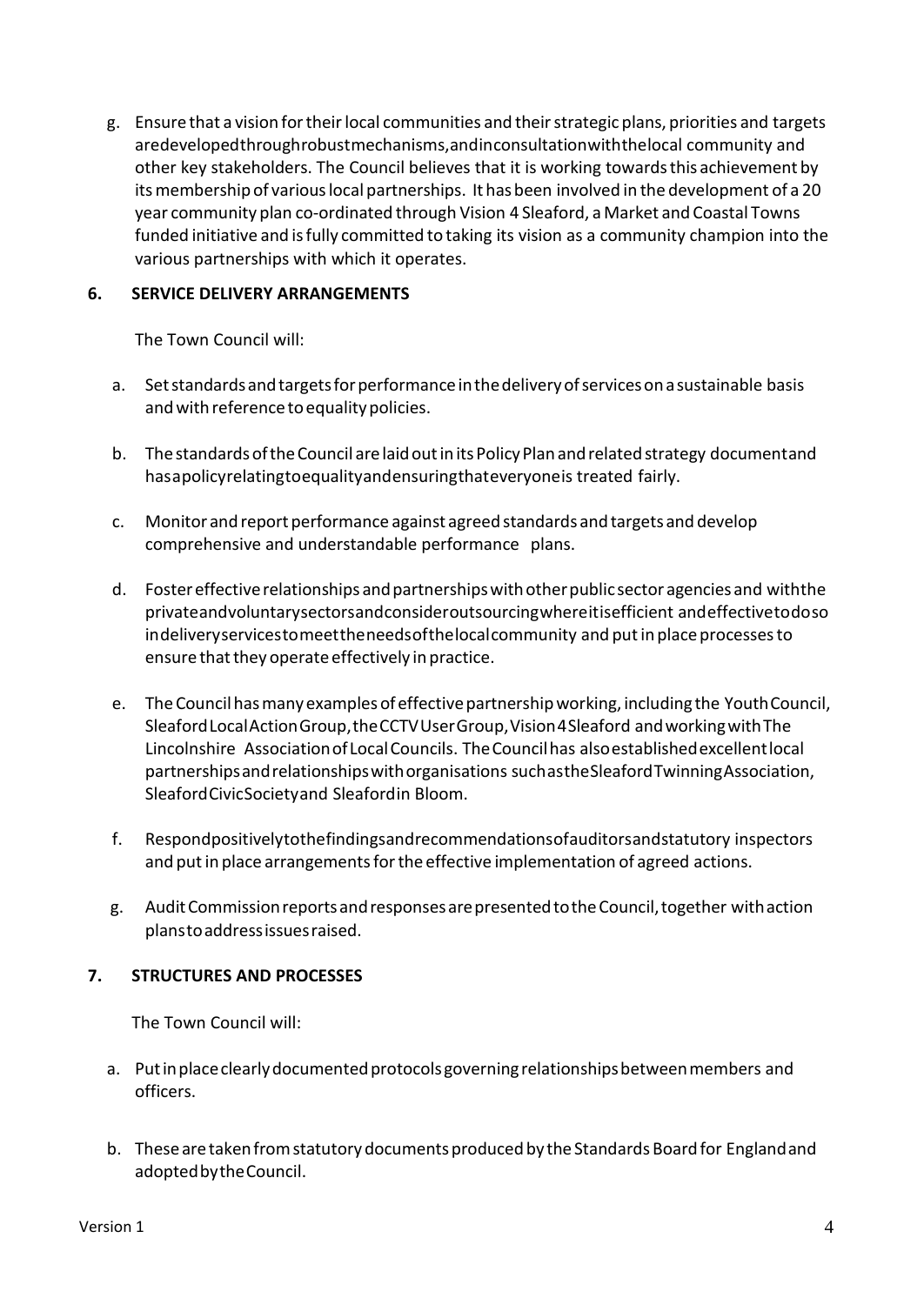g. Ensure that a vision for their local communities and their strategic plans, priorities and targets are developed through robust mechanisms, and in consultation with the local community and other key stakeholders. The Council believes that it is working towards this achievement by its membership of various local partnerships. It has been involved in the development of a 20 year community plan co-ordinated through Vision 4 Sleaford, a Market and Coastal Towns funded initiative and is fully committed to taking its vision as a community champion into the various partnerships with which it operates.

## 6. SERVICE DELIVERY ARRANGEMENTS

The Town Council will:

a. Set standards and targets for performance in the delivery of services on a sustainable basis and with reference to equality policies.

b. The standards of the Council are laid out in its Policy Plan and related strategy document and has a policy relating to equality and ensuring that everyone is treated fairly.

c. Monitor and report performance against agreed standards and targets and develop comprehensive and understandable performance plans.

d. Foster effective relationships and partnerships with other public sector agencies and with the private and voluntary sectors and consider outsourcing where it is efficient and effective to do so in delivery services to meet the needs of the local community and put in place processes to ensure that they operate effectively in practice.

e. The Council has many examples of effective partnership working, including the Youth Council, Sleaford Local Action Group, the CCTV User Group, Vision 4 Sleaford and working with The Lincolnshire Association of Local Councils. The Council has also established excellent local partnerships and relationships with organisations such as the Sleaford Twinning Association, Sleaford Civic Society and Sleaford in Bloom.

f. Respond positively to the findings and recommendations of auditors and statutory inspectors and put in place arrangements for the effective implementation of agreed actions.

g. Audit Commission reports and responses are presented to the Council, together with action plans to address issues raised.

## 7. STRUCTURES AND PROCESSES

The Town Council will:

a. Put in place clearly documented protocols governing relationships between members and officers.

b. These are taken from statutory documents produced by the Standards Board for England and adopted by the Council.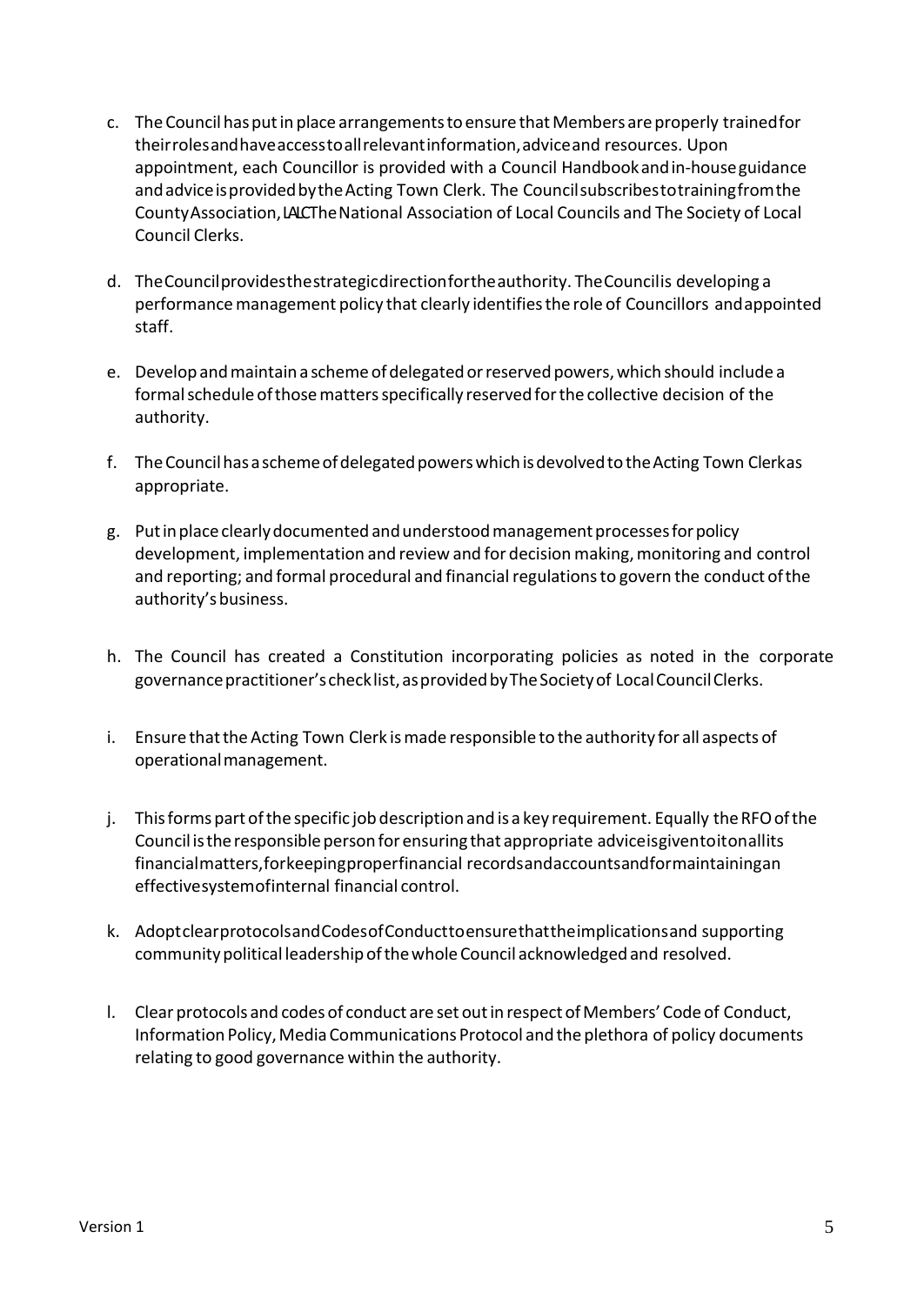c. The Council has put in place arrangements to ensure that Members are properly trained for their roles and have access to all relevant information, advice and resources. Upon appointment, each Councillor is provided with a Council Handbook and in-house guidance and advice is provided by the Acting Town Clerk. The Council subscribes to training from the County Association, LALC The National Association of Local Councils and The Society of Local Council Clerks.

d. The Council provides the strategic direction for the authority. The Council is developing a performance management policy that clearly identifies the role of Councillors and appointed staff.

e. Develop and maintain a scheme of delegated or reserved powers, which should include a formal schedule of those matters specifically reserved for the collective decision of the authority.

f. The Council has a scheme of delegated powers which is devolved to the Acting Town Clerk as appropriate.

g. Put in place clearly documented and understood management processes for policy development, implementation and review and for decision making, monitoring and control and reporting; and formal procedural and financial regulations to govern the conduct of the authority's business.

h. The Council has created a Constitution incorporating policies as noted in the corporate governance practitioner's check list, as provided by The Society of Local Council Clerks.

i. Ensure that the Acting Town Clerk is made responsible to the authority for all aspects of operational management.

j. This forms part of the specific job description and is a key requirement. Equally the RFO of the Council is the responsible person for ensuring that appropriate advice is given to it on all its financial matters, for keeping proper financial records and accounts and for maintaining an effective system of internal financial control.

k. Adopt clear protocols and Codes of Conduct to ensure that the implications and supporting community political leadership of the whole Council acknowledged and resolved.

l. Clear protocols and codes of conduct are set out in respect of Members' Code of Conduct, Information Policy, Media Communications Protocol and the plethora of policy documents relating to good governance within the authority.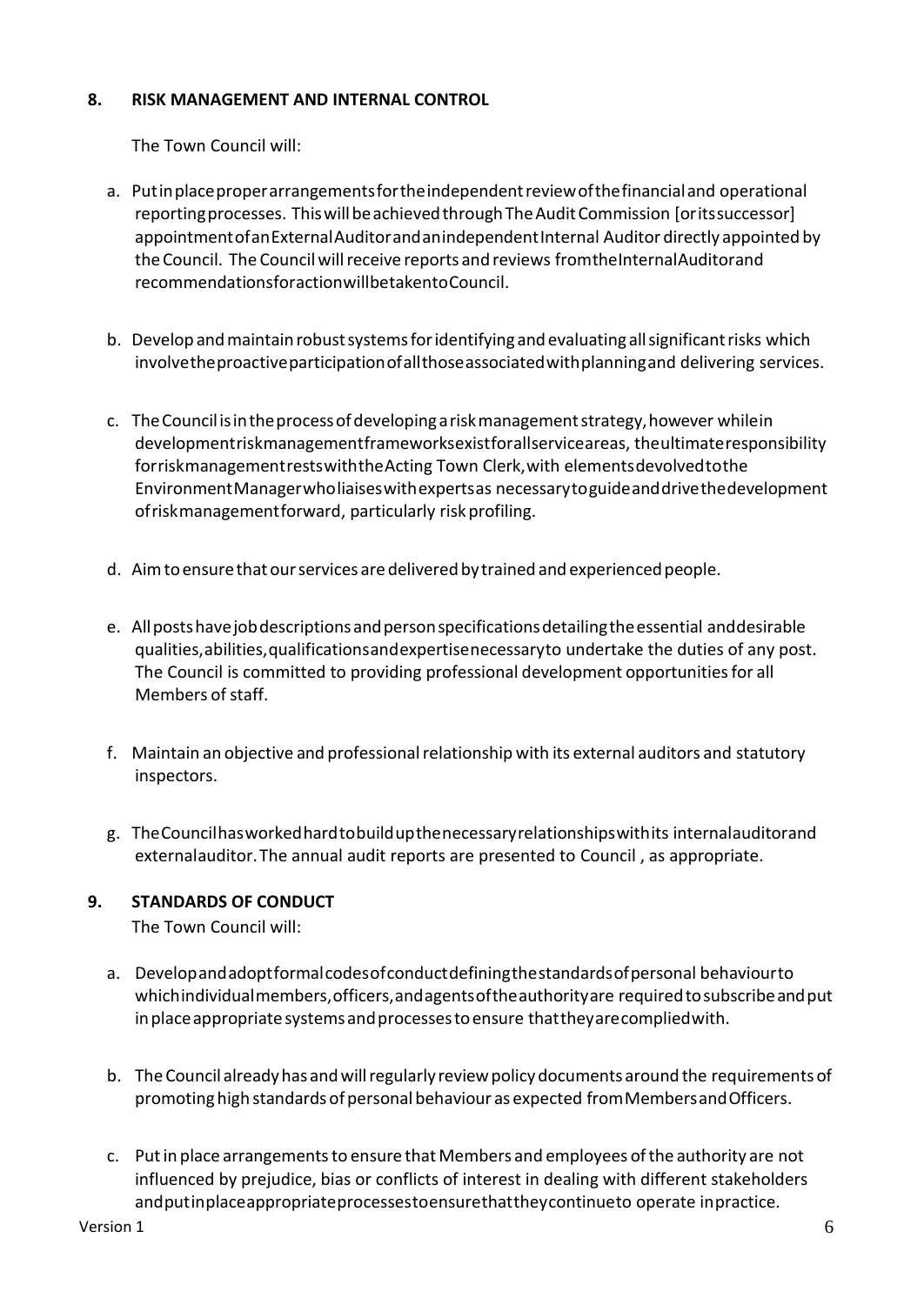## 8. RISK MANAGEMENT AND INTERNAL CONTROL

The Town Council will:

a. Put in place proper arrangements for the independent review of the financial and operational reporting processes. This will be achieved through The Audit Commission [or its successor] appointment of an External Auditor and an independent Internal Auditor directly appointed by the Council. The Council will receive reports and reviews from the Internal Auditor and recommendations for action will be taken to Council.

b. Develop and maintain robust systems for identifying and evaluating all significant risks which involve the proactive participation of all those associated with planning and delivering services.

c. The Council is in the process of developing a risk management strategy, however while in development risk management frameworks exist for all service areas, the ultimate responsibility for risk management rests with the Acting Town Clerk, with elements devolved to the Environment Manager who liaises with experts as necessary to guide and drive the development of risk management forward, particularly risk profiling.

d. Aim to ensure that our services are delivered by trained and experienced people.

e. All posts have job descriptions and person specifications detailing the essential and desirable qualities, abilities, qualifications and expertise necessary to undertake the duties of any post. The Council is committed to providing professional development opportunities for all Members of staff.

f. Maintain an objective and professional relationship with its external auditors and statutory inspectors.

g. The Council has worked hard to build up the necessary relationships with its internal auditor and external auditor. The annual audit reports are presented to Council , as appropriate.

## 9. STANDARDS OF CONDUCT

The Town Council will:

a. Develop and adopt formal codes of conduct defining the standards of personal behaviour to which individual members, officers, and agents of the authority are required to subscribe and put in place appropriate systems and processes to ensure that they are complied with.

b. The Council already has and will regularly review policy documents around the requirements of promoting high standards of personal behaviour as expected from Members and Officers.

c. Put in place arrangements to ensure that Members and employees of the authority are not influenced by prejudice, bias or conflicts of interest in dealing with different stakeholders and put in place appropriate processes to ensure that they continue to operate in practice.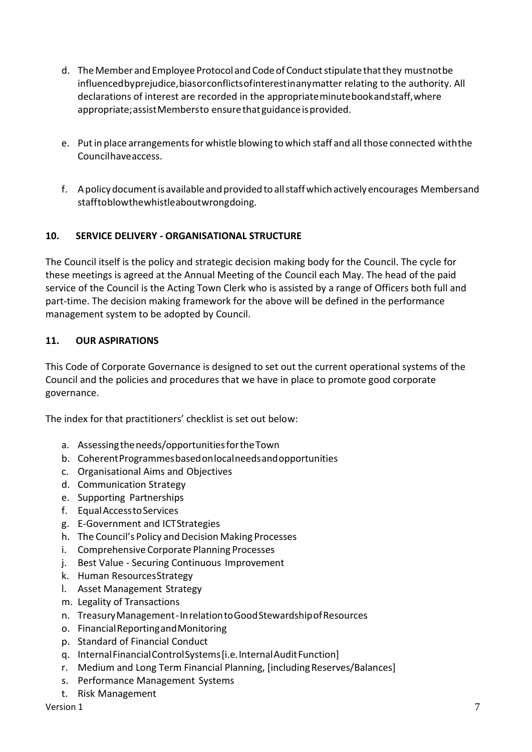d. The Member and Employee Protocol and Code of Conduct stipulate that they must not be influenced by prejudice, bias or conflicts of interest in any matter relating to the authority. All declarations of interest are recorded in the appropriate minute book and staff, where appropriate; assist Members to ensure that guidance is provided.

e. Put in place arrangements for whistle blowing to which staff and all those connected with the Council have access.

f. A policy document is available and provided to all staff which actively encourages Members and staff to blow the whistle about wrongdoing.

## 10. SERVICE DELIVERY - ORGANISATIONAL STRUCTURE

The Council itself is the policy and strategic decision making body for the Council. The cycle for these meetings is agreed at the Annual Meeting of the Council each May. The head of the paid service of the Council is the Acting Town Clerk who is assisted by a range of Officers both full and part-time. The decision making framework for the above will be defined in the performance management system to be adopted by Council.

## 11. OUR ASPIRATIONS

This Code of Corporate Governance is designed to set out the current operational systems of the Council and the policies and procedures that we have in place to promote good corporate governance.

The index for that practitioners' checklist is set out below:

a. Assessing the needs/opportunities for the Town
b. Coherent Programmes based on local needs and opportunities
c. Organisational Aims and Objectives
d. Communication Strategy
e. Supporting Partnerships
f. Equal Access to Services
g. E-Government and ICT Strategies
h. The Council's Policy and Decision Making Processes
i. Comprehensive Corporate Planning Processes
j. Best Value - Securing Continuous Improvement
k. Human Resources Strategy
l. Asset Management Strategy
m. Legality of Transactions
n. Treasury Management - In relation to Good Stewardship of Resources
o. Financial Reporting and Monitoring
p. Standard of Financial Conduct
q. Internal Financial Control Systems [i.e. Internal Audit Function]
r. Medium and Long Term Financial Planning, [including Reserves/Balances]
s. Performance Management Systems
t. Risk Management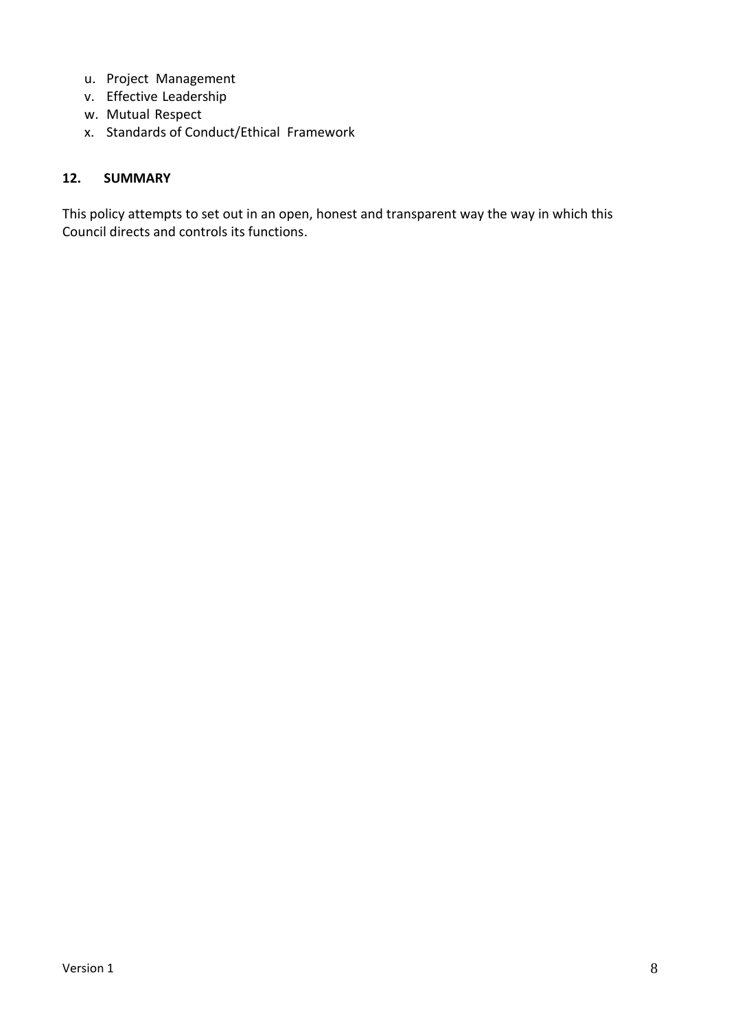u. Project Management
v. Effective Leadership
w. Mutual Respect
x. Standards of Conduct/Ethical Framework

## 12. SUMMARY

This policy attempts to set out in an open, honest and transparent way the way in which this Council directs and controls its functions.